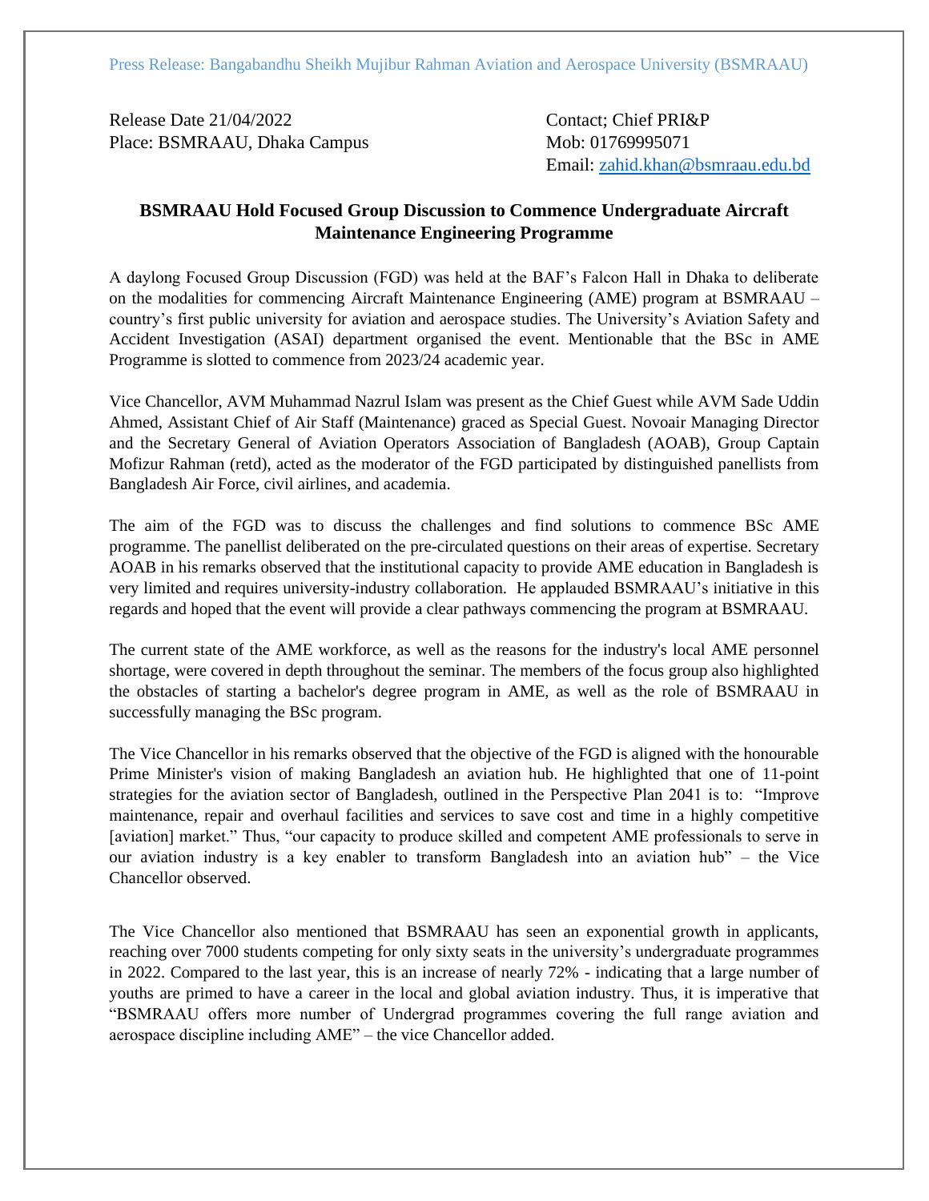Press Release: Bangabandhu Sheikh Mujibur Rahman Aviation and Aerospace University (BSMRAAU)

Release Date 21/04/2022
Place: BSMRAAU, Dhaka Campus

Contact; Chief PRI&P
Mob: 01769995071
Email: zahid.khan@bsmraau.edu.bd

## BSMRAAU Hold Focused Group Discussion to Commence Undergraduate Aircraft Maintenance Engineering Programme

A daylong Focused Group Discussion (FGD) was held at the BAF's Falcon Hall in Dhaka to deliberate on the modalities for commencing Aircraft Maintenance Engineering (AME) program at BSMRAAU – country's first public university for aviation and aerospace studies. The University's Aviation Safety and Accident Investigation (ASAI) department organised the event. Mentionable that the BSc in AME Programme is slotted to commence from 2023/24 academic year.

Vice Chancellor, AVM Muhammad Nazrul Islam was present as the Chief Guest while AVM Sade Uddin Ahmed, Assistant Chief of Air Staff (Maintenance) graced as Special Guest. Novoair Managing Director and the Secretary General of Aviation Operators Association of Bangladesh (AOAB), Group Captain Mofizur Rahman (retd), acted as the moderator of the FGD participated by distinguished panellists from Bangladesh Air Force, civil airlines, and academia.

The aim of the FGD was to discuss the challenges and find solutions to commence BSc AME programme. The panellist deliberated on the pre-circulated questions on their areas of expertise. Secretary AOAB in his remarks observed that the institutional capacity to provide AME education in Bangladesh is very limited and requires university-industry collaboration. He applauded BSMRAAU's initiative in this regards and hoped that the event will provide a clear pathways commencing the program at BSMRAAU.

The current state of the AME workforce, as well as the reasons for the industry's local AME personnel shortage, were covered in depth throughout the seminar. The members of the focus group also highlighted the obstacles of starting a bachelor's degree program in AME, as well as the role of BSMRAAU in successfully managing the BSc program.

The Vice Chancellor in his remarks observed that the objective of the FGD is aligned with the honourable Prime Minister's vision of making Bangladesh an aviation hub. He highlighted that one of 11-point strategies for the aviation sector of Bangladesh, outlined in the Perspective Plan 2041 is to: "Improve maintenance, repair and overhaul facilities and services to save cost and time in a highly competitive [aviation] market." Thus, "our capacity to produce skilled and competent AME professionals to serve in our aviation industry is a key enabler to transform Bangladesh into an aviation hub" – the Vice Chancellor observed.

The Vice Chancellor also mentioned that BSMRAAU has seen an exponential growth in applicants, reaching over 7000 students competing for only sixty seats in the university's undergraduate programmes in 2022. Compared to the last year, this is an increase of nearly 72% - indicating that a large number of youths are primed to have a career in the local and global aviation industry. Thus, it is imperative that "BSMRAAU offers more number of Undergrad programmes covering the full range aviation and aerospace discipline including AME" – the vice Chancellor added.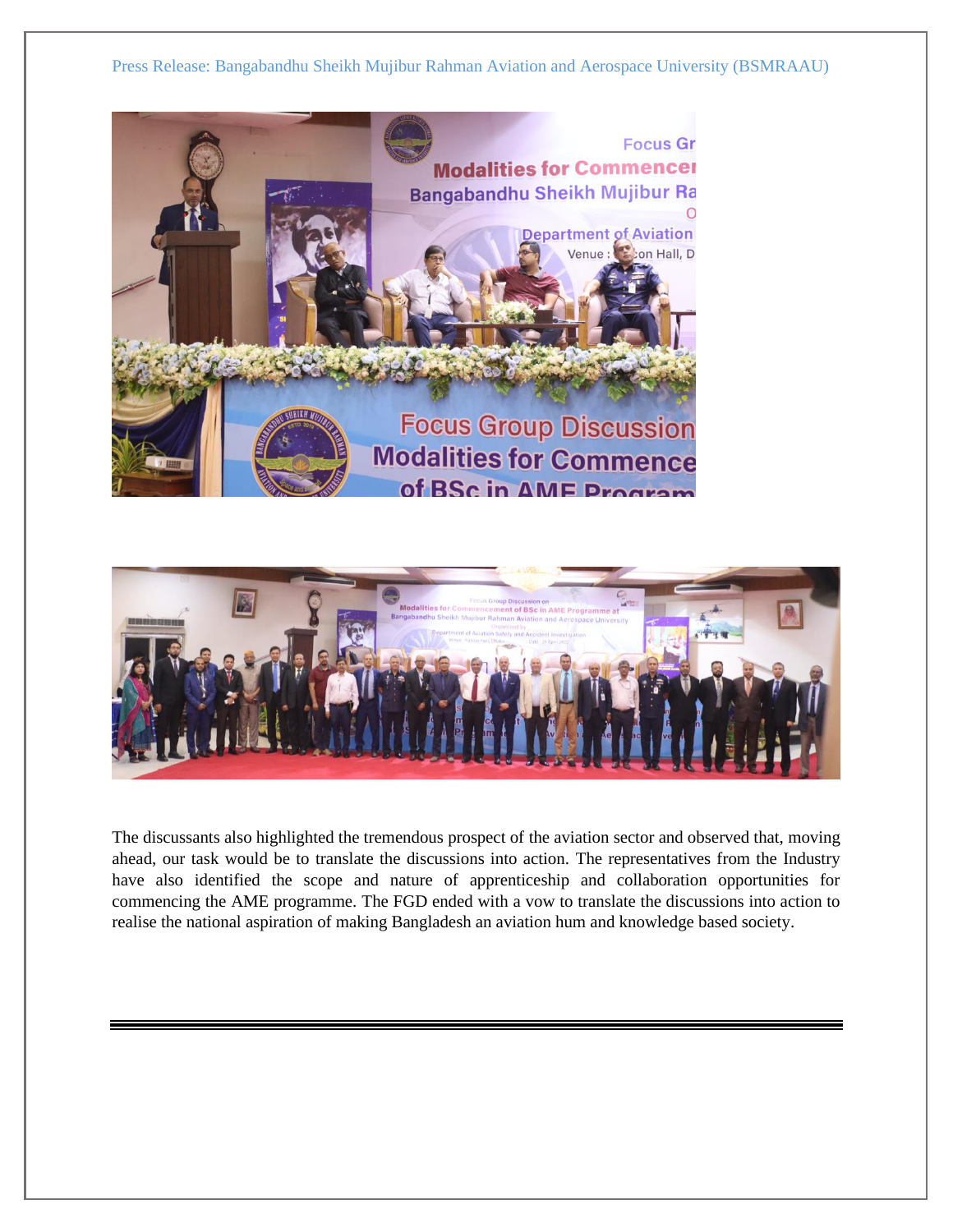The discussants also highlighted the tremendous prospect of the aviation sector and observed that, moving ahead, our task would be to translate the discussions into action. The representatives from the Industry have also identified the scope and nature of apprenticeship and collaboration opportunities for commencing the AME programme. The FGD ended with a vow to translate the discussions into action to realise the national aspiration of making Bangladesh an aviation hum and knowledge based society.